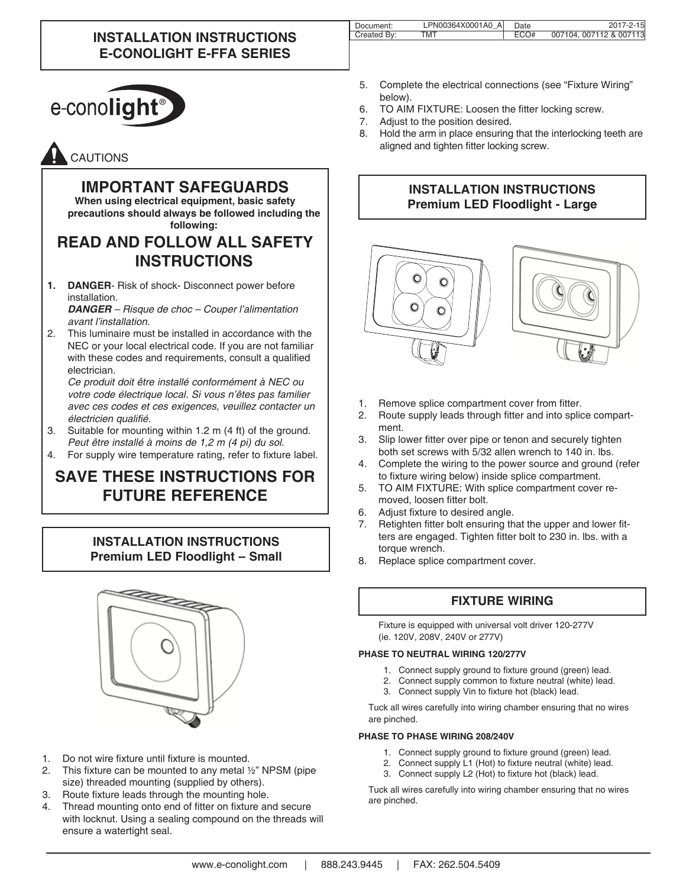# INSTALLATION INSTRUCTIONS E-CONOLIGHT E-FFA SERIES

| Document: | LPN00364X0001A0_A | Date | 2017-2-15 |
|---|---|---|---|
| Created By: | TMT | ECO# | 007104, 007112 & 007113 |

e-conolight®

CAUTIONS

## IMPORTANT SAFEGUARDS

**When using electrical equipment, basic safety precautions should always be followed including the following:**

## READ AND FOLLOW ALL SAFETY INSTRUCTIONS

1. **DANGER**- Risk of shock- Disconnect power before installation.
   ***DANGER*** *– Risque de choc – Couper l'alimentation avant l'installation.*
2. This luminaire must be installed in accordance with the NEC or your local electrical code. If you are not familiar with these codes and requirements, consult a qualified electrician.
   *Ce produit doit être installé conformément à NEC ou votre code électrique local. Si vous n'êtes pas familier avec ces codes et ces exigences, veuillez contacter un électricien qualifié.*
3. Suitable for mounting within 1.2 m (4 ft) of the ground.
   *Peut être installé à moins de 1,2 m (4 pi) du sol.*
4. For supply wire temperature rating, refer to fixture label.

## SAVE THESE INSTRUCTIONS FOR FUTURE REFERENCE

### INSTALLATION INSTRUCTIONS Premium LED Floodlight – Small

1. Do not wire fixture until fixture is mounted.
2. This fixture can be mounted to any metal ½" NPSM (pipe size) threaded mounting (supplied by others).
3. Route fixture leads through the mounting hole.
4. Thread mounting onto end of fitter on fixture and secure with locknut. Using a sealing compound on the threads will ensure a watertight seal.
5. Complete the electrical connections (see "Fixture Wiring" below).
6. TO AIM FIXTURE: Loosen the fitter locking screw.
7. Adjust to the position desired.
8. Hold the arm in place ensuring that the interlocking teeth are aligned and tighten fitter locking screw.

### INSTALLATION INSTRUCTIONS Premium LED Floodlight - Large

1. Remove splice compartment cover from fitter.
2. Route supply leads through fitter and into splice compartment.
3. Slip lower fitter over pipe or tenon and securely tighten both set screws with 5/32 allen wrench to 140 in. lbs.
4. Complete the wiring to the power source and ground (refer to fixture wiring below) inside splice compartment.
5. TO AIM FIXTURE: With splice compartment cover removed, loosen fitter bolt.
6. Adjust fixture to desired angle.
7. Retighten fitter bolt ensuring that the upper and lower fitters are engaged. Tighten fitter bolt to 230 in. lbs. with a torque wrench.
8. Replace splice compartment cover.

### FIXTURE WIRING

Fixture is equipped with universal volt driver 120-277V (ie. 120V, 208V, 240V or 277V)

**PHASE TO NEUTRAL WIRING 120/277V**

1. Connect supply ground to fixture ground (green) lead.
2. Connect supply common to fixture neutral (white) lead.
3. Connect supply Vin to fixture hot (black) lead.

Tuck all wires carefully into wiring chamber ensuring that no wires are pinched.

**PHASE TO PHASE WIRING 208/240V**

1. Connect supply ground to fixture ground (green) lead.
2. Connect supply L1 (Hot) to fixture neutral (white) lead.
3. Connect supply L2 (Hot) to fixture hot (black) lead.

Tuck all wires carefully into wiring chamber ensuring that no wires are pinched.

www.e-conolight.com | 888.243.9445 | FAX: 262.504.5409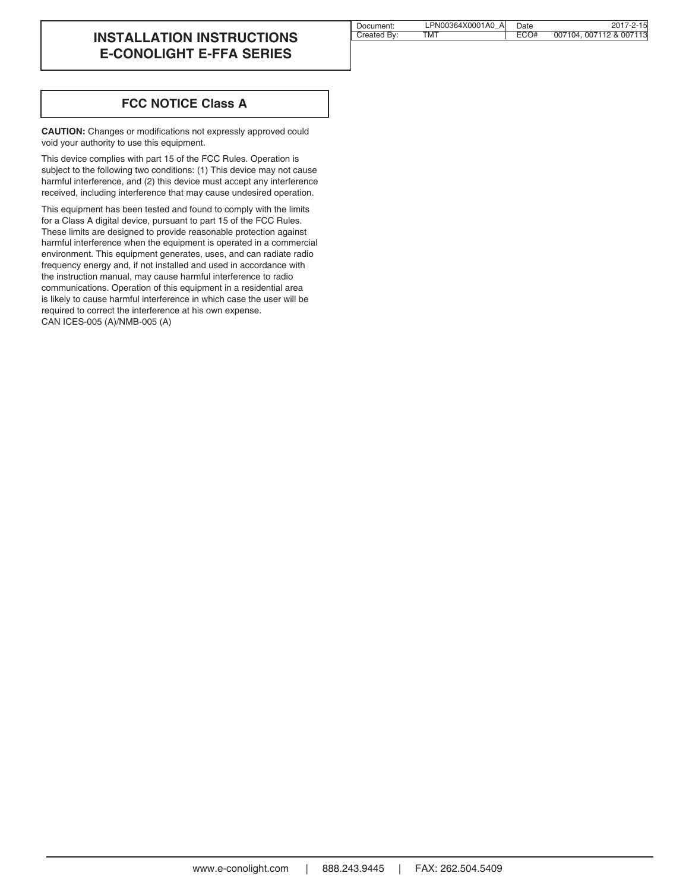# INSTALLATION INSTRUCTIONS E-CONOLIGHT E-FFA SERIES

| | | | |
|---|---|---|---|
| Document: | LPN00364X0001A0_A | Date | 2017-2-15 |
| Created By: | TMT | ECO# | 007104, 007112 & 007113 |

## FCC NOTICE Class A

**CAUTION:** Changes or modifications not expressly approved could void your authority to use this equipment.

This device complies with part 15 of the FCC Rules. Operation is subject to the following two conditions: (1) This device may not cause harmful interference, and (2) this device must accept any interference received, including interference that may cause undesired operation.

This equipment has been tested and found to comply with the limits for a Class A digital device, pursuant to part 15 of the FCC Rules. These limits are designed to provide reasonable protection against harmful interference when the equipment is operated in a commercial environment. This equipment generates, uses, and can radiate radio frequency energy and, if not installed and used in accordance with the instruction manual, may cause harmful interference to radio communications. Operation of this equipment in a residential area is likely to cause harmful interference in which case the user will be required to correct the interference at his own expense.
CAN ICES-005 (A)/NMB-005 (A)

www.e-conolight.com | 888.243.9445 | FAX: 262.504.5409